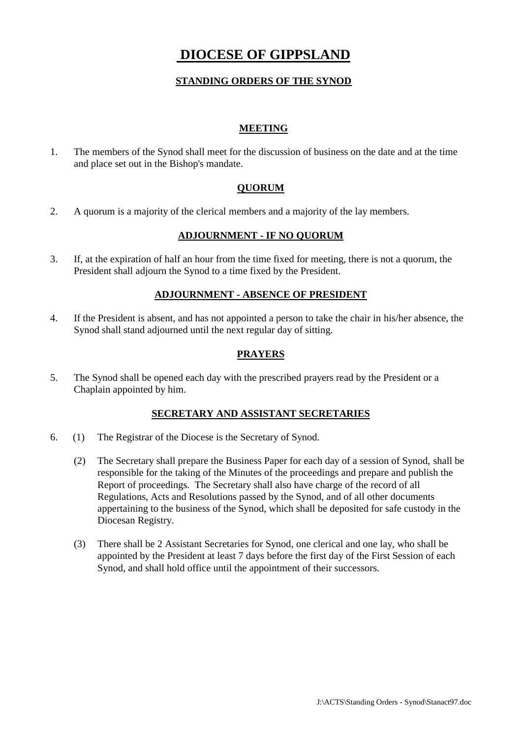# DIOCESE OF GIPPSLAND

## STANDING ORDERS OF THE SYNOD

### MEETING

1. The members of the Synod shall meet for the discussion of business on the date and at the time and place set out in the Bishop's mandate.

### QUORUM

2. A quorum is a majority of the clerical members and a majority of the lay members.

### ADJOURNMENT - IF NO QUORUM

3. If, at the expiration of half an hour from the time fixed for meeting, there is not a quorum, the President shall adjourn the Synod to a time fixed by the President.

### ADJOURNMENT - ABSENCE OF PRESIDENT

4. If the President is absent, and has not appointed a person to take the chair in his/her absence, the Synod shall stand adjourned until the next regular day of sitting.

### PRAYERS

5. The Synod shall be opened each day with the prescribed prayers read by the President or a Chaplain appointed by him.

### SECRETARY AND ASSISTANT SECRETARIES

6. (1) The Registrar of the Diocese is the Secretary of Synod.

   (2) The Secretary shall prepare the Business Paper for each day of a session of Synod, shall be responsible for the taking of the Minutes of the proceedings and prepare and publish the Report of proceedings. The Secretary shall also have charge of the record of all Regulations, Acts and Resolutions passed by the Synod, and of all other documents appertaining to the business of the Synod, which shall be deposited for safe custody in the Diocesan Registry.

   (3) There shall be 2 Assistant Secretaries for Synod, one clerical and one lay, who shall be appointed by the President at least 7 days before the first day of the First Session of each Synod, and shall hold office until the appointment of their successors.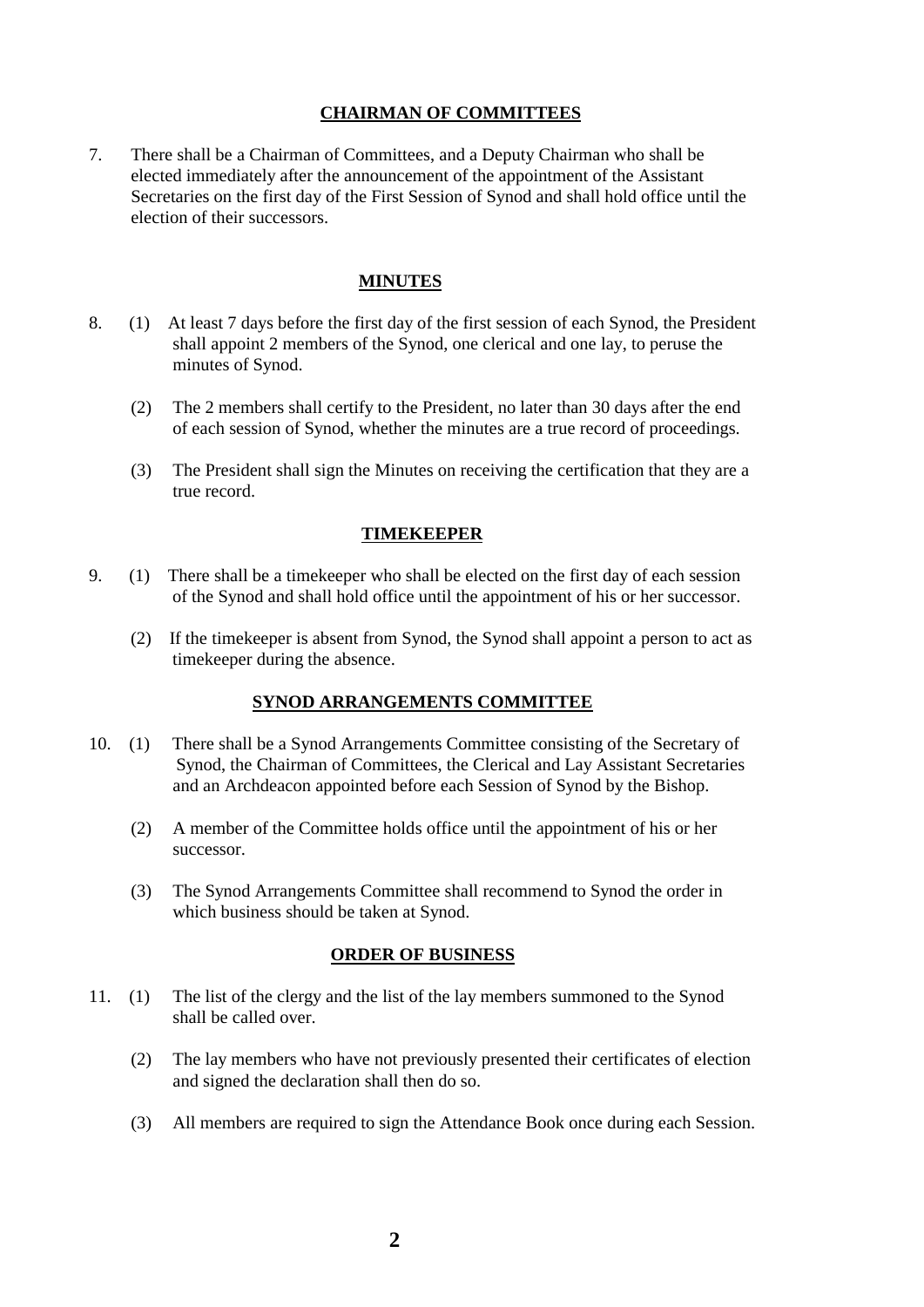## CHAIRMAN OF COMMITTEES

7. There shall be a Chairman of Committees, and a Deputy Chairman who shall be elected immediately after the announcement of the appointment of the Assistant Secretaries on the first day of the First Session of Synod and shall hold office until the election of their successors.

## MINUTES

8. (1) At least 7 days before the first day of the first session of each Synod, the President shall appoint 2 members of the Synod, one clerical and one lay, to peruse the minutes of Synod.

   (2) The 2 members shall certify to the President, no later than 30 days after the end of each session of Synod, whether the minutes are a true record of proceedings.

   (3) The President shall sign the Minutes on receiving the certification that they are a true record.

## TIMEKEEPER

9. (1) There shall be a timekeeper who shall be elected on the first day of each session of the Synod and shall hold office until the appointment of his or her successor.

   (2) If the timekeeper is absent from Synod, the Synod shall appoint a person to act as timekeeper during the absence.

## SYNOD ARRANGEMENTS COMMITTEE

10. (1) There shall be a Synod Arrangements Committee consisting of the Secretary of Synod, the Chairman of Committees, the Clerical and Lay Assistant Secretaries and an Archdeacon appointed before each Session of Synod by the Bishop.

    (2) A member of the Committee holds office until the appointment of his or her successor.

    (3) The Synod Arrangements Committee shall recommend to Synod the order in which business should be taken at Synod.

## ORDER OF BUSINESS

11. (1) The list of the clergy and the list of the lay members summoned to the Synod shall be called over.

    (2) The lay members who have not previously presented their certificates of election and signed the declaration shall then do so.

    (3) All members are required to sign the Attendance Book once during each Session.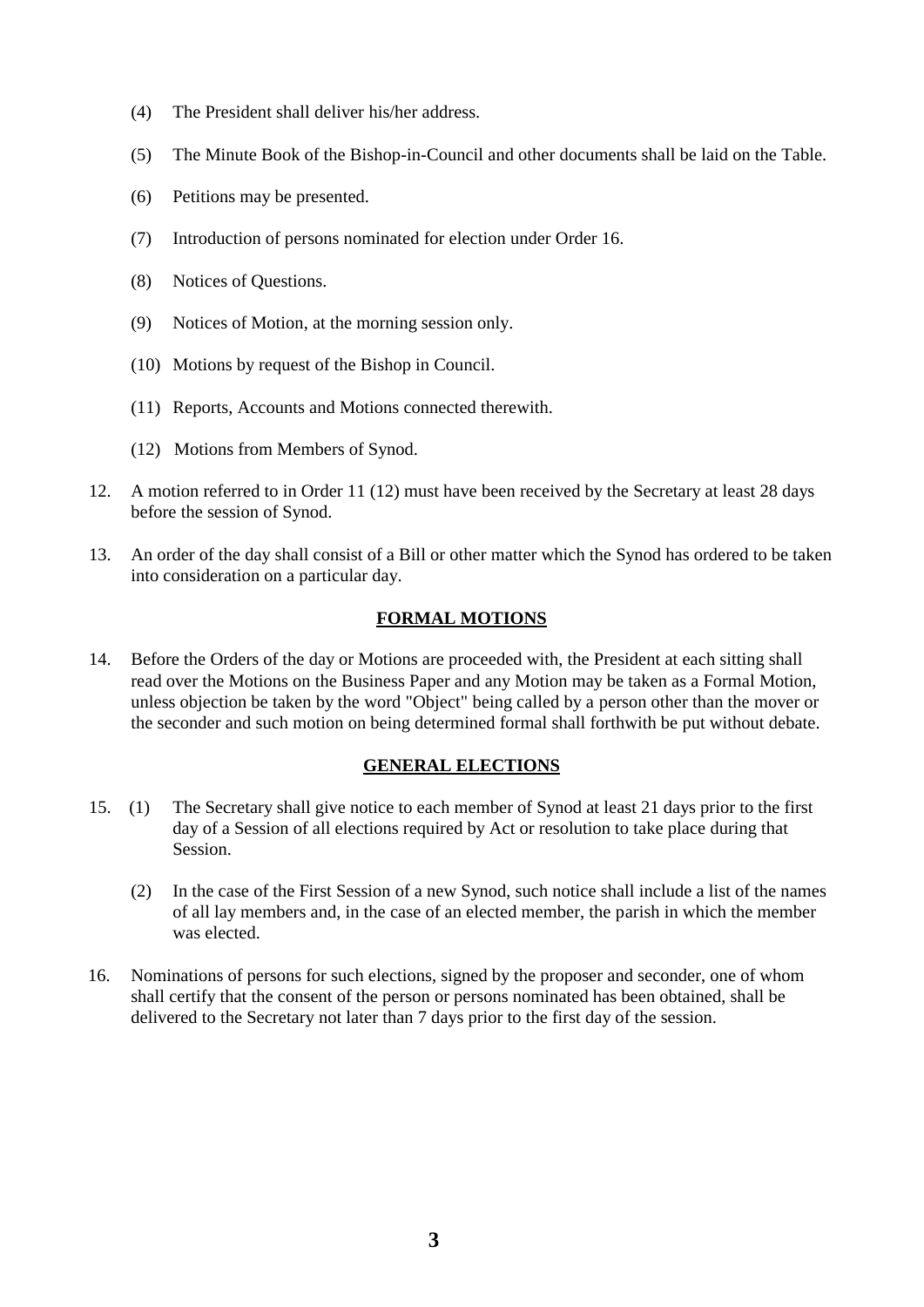(4) The President shall deliver his/her address.

(5) The Minute Book of the Bishop-in-Council and other documents shall be laid on the Table.

(6) Petitions may be presented.

(7) Introduction of persons nominated for election under Order 16.

(8) Notices of Questions.

(9) Notices of Motion, at the morning session only.

(10) Motions by request of the Bishop in Council.

(11) Reports, Accounts and Motions connected therewith.

(12) Motions from Members of Synod.

12. A motion referred to in Order 11 (12) must have been received by the Secretary at least 28 days before the session of Synod.

13. An order of the day shall consist of a Bill or other matter which the Synod has ordered to be taken into consideration on a particular day.

## FORMAL MOTIONS

14. Before the Orders of the day or Motions are proceeded with, the President at each sitting shall read over the Motions on the Business Paper and any Motion may be taken as a Formal Motion, unless objection be taken by the word "Object" being called by a person other than the mover or the seconder and such motion on being determined formal shall forthwith be put without debate.

## GENERAL ELECTIONS

15. (1) The Secretary shall give notice to each member of Synod at least 21 days prior to the first day of a Session of all elections required by Act or resolution to take place during that Session.

    (2) In the case of the First Session of a new Synod, such notice shall include a list of the names of all lay members and, in the case of an elected member, the parish in which the member was elected.

16. Nominations of persons for such elections, signed by the proposer and seconder, one of whom shall certify that the consent of the person or persons nominated has been obtained, shall be delivered to the Secretary not later than 7 days prior to the first day of the session.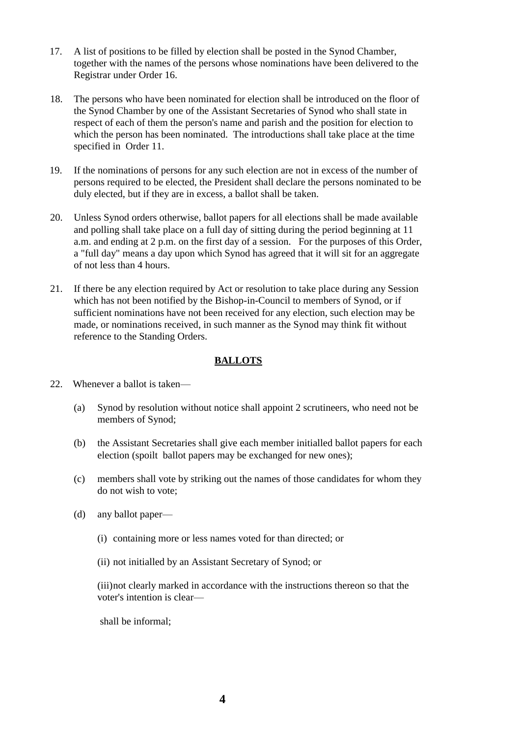17. A list of positions to be filled by election shall be posted in the Synod Chamber, together with the names of the persons whose nominations have been delivered to the Registrar under Order 16.

18. The persons who have been nominated for election shall be introduced on the floor of the Synod Chamber by one of the Assistant Secretaries of Synod who shall state in respect of each of them the person's name and parish and the position for election to which the person has been nominated. The introductions shall take place at the time specified in Order 11.

19. If the nominations of persons for any such election are not in excess of the number of persons required to be elected, the President shall declare the persons nominated to be duly elected, but if they are in excess, a ballot shall be taken.

20. Unless Synod orders otherwise, ballot papers for all elections shall be made available and polling shall take place on a full day of sitting during the period beginning at 11 a.m. and ending at 2 p.m. on the first day of a session. For the purposes of this Order, a "full day" means a day upon which Synod has agreed that it will sit for an aggregate of not less than 4 hours.

21. If there be any election required by Act or resolution to take place during any Session which has not been notified by the Bishop-in-Council to members of Synod, or if sufficient nominations have not been received for any election, such election may be made, or nominations received, in such manner as the Synod may think fit without reference to the Standing Orders.

## BALLOTS

22. Whenever a ballot is taken—

    (a) Synod by resolution without notice shall appoint 2 scrutineers, who need not be members of Synod;

    (b) the Assistant Secretaries shall give each member initialled ballot papers for each election (spoilt ballot papers may be exchanged for new ones);

    (c) members shall vote by striking out the names of those candidates for whom they do not wish to vote;

    (d) any ballot paper—

        (i) containing more or less names voted for than directed; or

        (ii) not initialled by an Assistant Secretary of Synod; or

        (iii) not clearly marked in accordance with the instructions thereon so that the voter's intention is clear—

        shall be informal;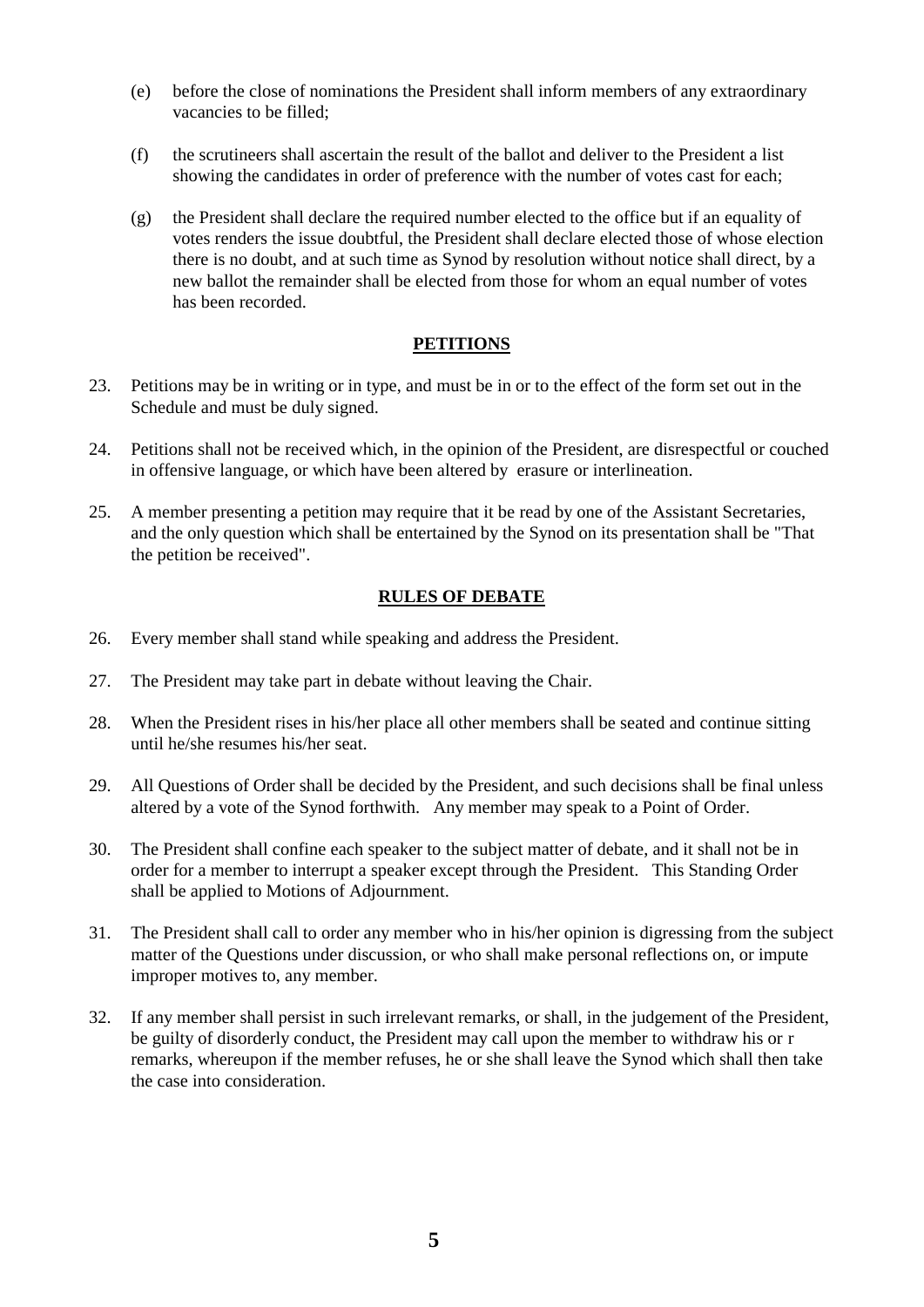(e) before the close of nominations the President shall inform members of any extraordinary vacancies to be filled;

(f) the scrutineers shall ascertain the result of the ballot and deliver to the President a list showing the candidates in order of preference with the number of votes cast for each;

(g) the President shall declare the required number elected to the office but if an equality of votes renders the issue doubtful, the President shall declare elected those of whose election there is no doubt, and at such time as Synod by resolution without notice shall direct, by a new ballot the remainder shall be elected from those for whom an equal number of votes has been recorded.

## PETITIONS

23. Petitions may be in writing or in type, and must be in or to the effect of the form set out in the Schedule and must be duly signed.

24. Petitions shall not be received which, in the opinion of the President, are disrespectful or couched in offensive language, or which have been altered by erasure or interlineation.

25. A member presenting a petition may require that it be read by one of the Assistant Secretaries, and the only question which shall be entertained by the Synod on its presentation shall be "That the petition be received".

## RULES OF DEBATE

26. Every member shall stand while speaking and address the President.

27. The President may take part in debate without leaving the Chair.

28. When the President rises in his/her place all other members shall be seated and continue sitting until he/she resumes his/her seat.

29. All Questions of Order shall be decided by the President, and such decisions shall be final unless altered by a vote of the Synod forthwith. Any member may speak to a Point of Order.

30. The President shall confine each speaker to the subject matter of debate, and it shall not be in order for a member to interrupt a speaker except through the President. This Standing Order shall be applied to Motions of Adjournment.

31. The President shall call to order any member who in his/her opinion is digressing from the subject matter of the Questions under discussion, or who shall make personal reflections on, or impute improper motives to, any member.

32. If any member shall persist in such irrelevant remarks, or shall, in the judgement of the President, be guilty of disorderly conduct, the President may call upon the member to withdraw his or r remarks, whereupon if the member refuses, he or she shall leave the Synod which shall then take the case into consideration.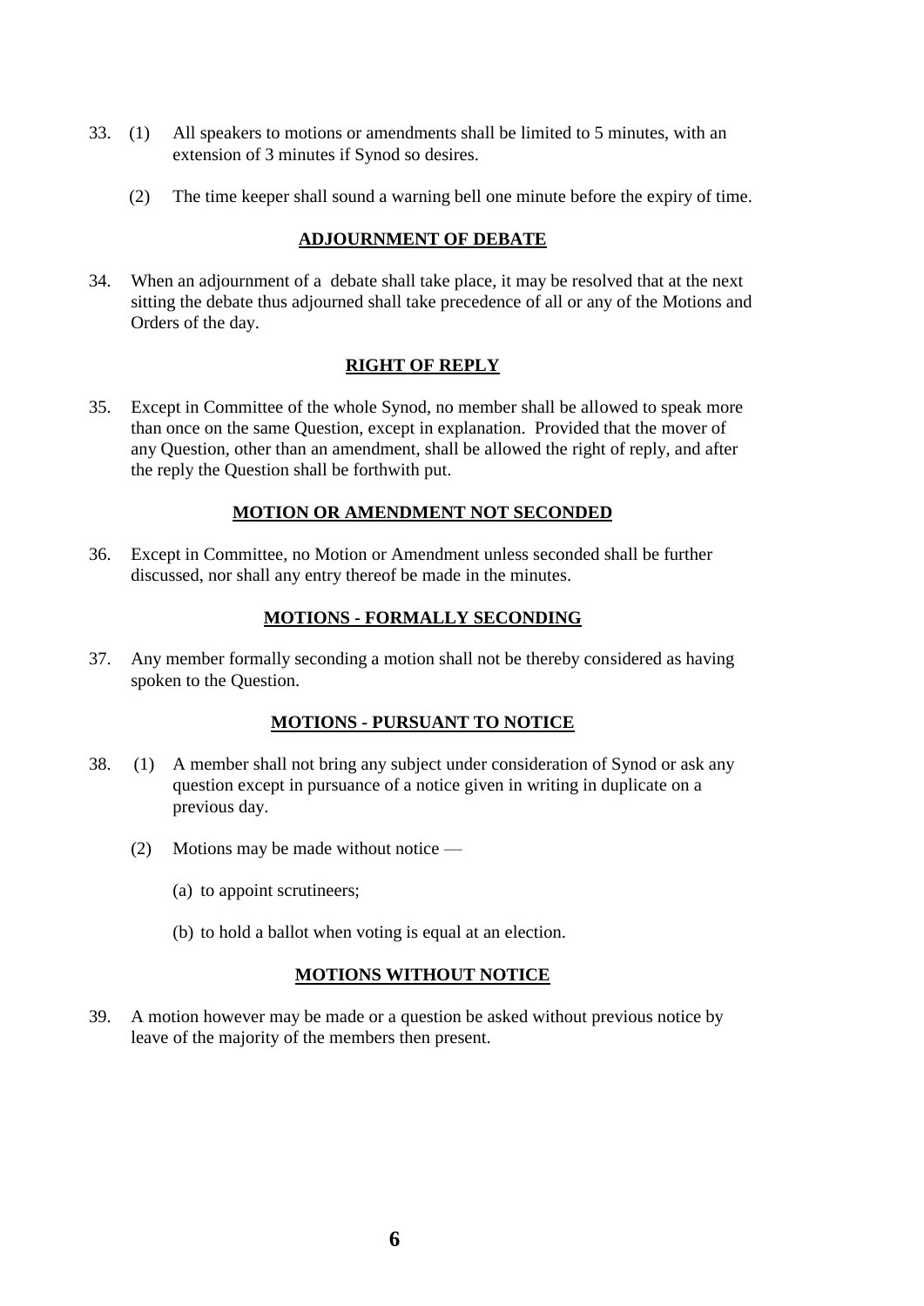33. (1) All speakers to motions or amendments shall be limited to 5 minutes, with an extension of 3 minutes if Synod so desires.

    (2) The time keeper shall sound a warning bell one minute before the expiry of time.

## ADJOURNMENT OF DEBATE

34. When an adjournment of a debate shall take place, it may be resolved that at the next sitting the debate thus adjourned shall take precedence of all or any of the Motions and Orders of the day.

## RIGHT OF REPLY

35. Except in Committee of the whole Synod, no member shall be allowed to speak more than once on the same Question, except in explanation. Provided that the mover of any Question, other than an amendment, shall be allowed the right of reply, and after the reply the Question shall be forthwith put.

## MOTION OR AMENDMENT NOT SECONDED

36. Except in Committee, no Motion or Amendment unless seconded shall be further discussed, nor shall any entry thereof be made in the minutes.

## MOTIONS - FORMALLY SECONDING

37. Any member formally seconding a motion shall not be thereby considered as having spoken to the Question.

## MOTIONS - PURSUANT TO NOTICE

38. (1) A member shall not bring any subject under consideration of Synod or ask any question except in pursuance of a notice given in writing in duplicate on a previous day.

    (2) Motions may be made without notice —

    (a) to appoint scrutineers;

    (b) to hold a ballot when voting is equal at an election.

## MOTIONS WITHOUT NOTICE

39. A motion however may be made or a question be asked without previous notice by leave of the majority of the members then present.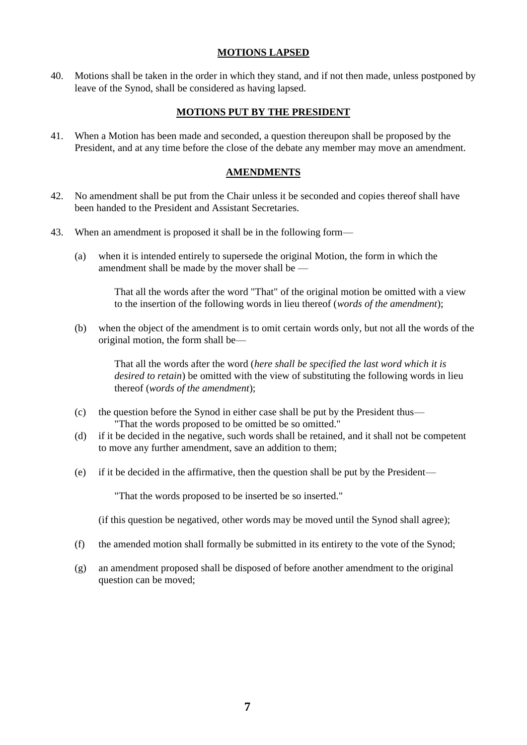## MOTIONS LAPSED

40. Motions shall be taken in the order in which they stand, and if not then made, unless postponed by leave of the Synod, shall be considered as having lapsed.

## MOTIONS PUT BY THE PRESIDENT

41. When a Motion has been made and seconded, a question thereupon shall be proposed by the President, and at any time before the close of the debate any member may move an amendment.

## AMENDMENTS

42. No amendment shall be put from the Chair unless it be seconded and copies thereof shall have been handed to the President and Assistant Secretaries.

43. When an amendment is proposed it shall be in the following form—

    (a) when it is intended entirely to supersede the original Motion, the form in which the amendment shall be made by the mover shall be —

        That all the words after the word "That" of the original motion be omitted with a view to the insertion of the following words in lieu thereof (*words of the amendment*);

    (b) when the object of the amendment is to omit certain words only, but not all the words of the original motion, the form shall be—

        That all the words after the word (*here shall be specified the last word which it is desired to retain*) be omitted with the view of substituting the following words in lieu thereof (*words of the amendment*);

    (c) the question before the Synod in either case shall be put by the President thus—
    "That the words proposed to be omitted be so omitted."

    (d) if it be decided in the negative, such words shall be retained, and it shall not be competent to move any further amendment, save an addition to them;

    (e) if it be decided in the affirmative, then the question shall be put by the President—

        "That the words proposed to be inserted be so inserted."

    (if this question be negatived, other words may be moved until the Synod shall agree);

    (f) the amended motion shall formally be submitted in its entirety to the vote of the Synod;

    (g) an amendment proposed shall be disposed of before another amendment to the original question can be moved;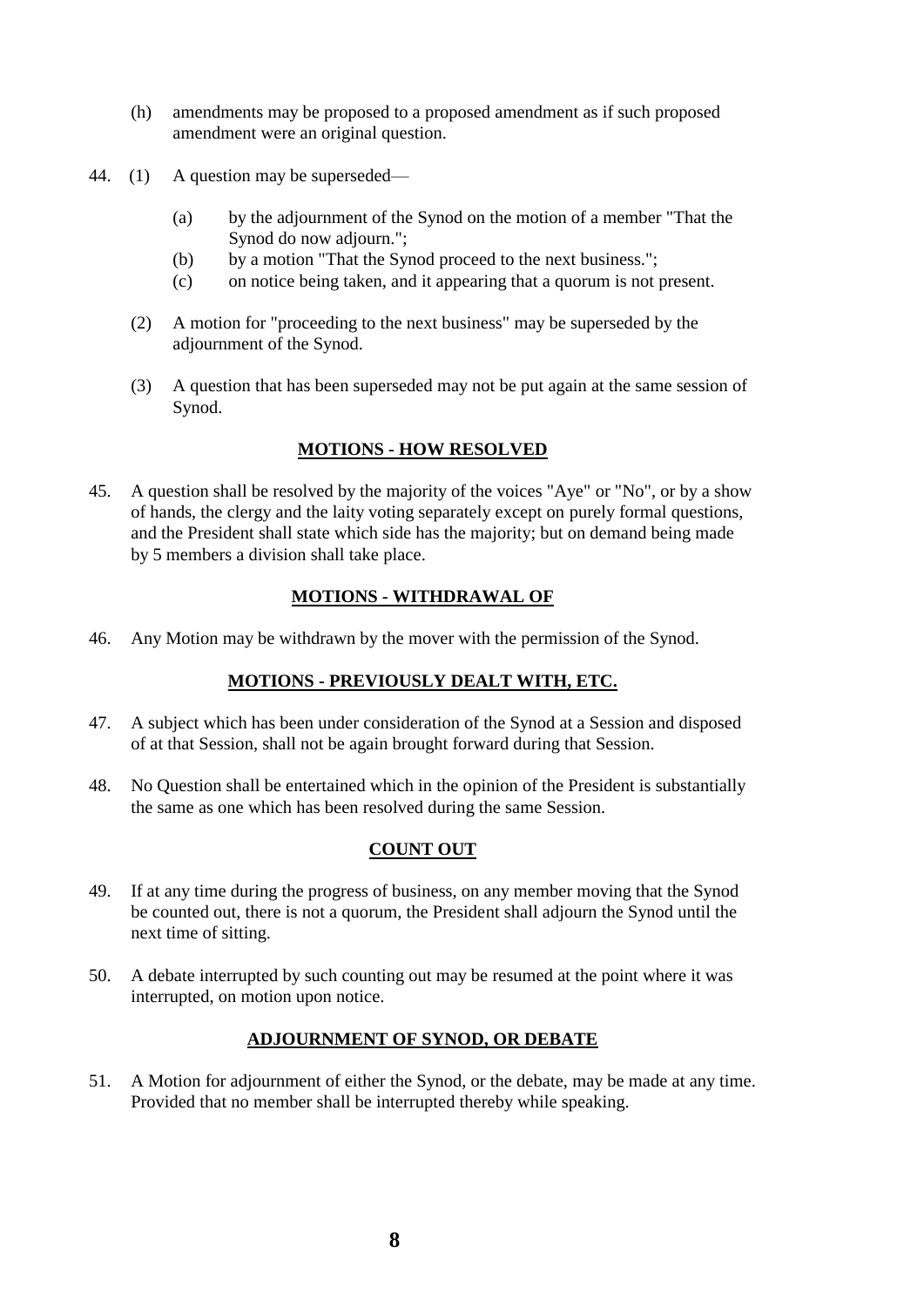(h) amendments may be proposed to a proposed amendment as if such proposed amendment were an original question.

44. (1) A question may be superseded—

   (a) by the adjournment of the Synod on the motion of a member "That the Synod do now adjourn.";
   (b) by a motion "That the Synod proceed to the next business.";
   (c) on notice being taken, and it appearing that a quorum is not present.

   (2) A motion for "proceeding to the next business" may be superseded by the adjournment of the Synod.

   (3) A question that has been superseded may not be put again at the same session of Synod.

## MOTIONS - HOW RESOLVED

45. A question shall be resolved by the majority of the voices "Aye" or "No", or by a show of hands, the clergy and the laity voting separately except on purely formal questions, and the President shall state which side has the majority; but on demand being made by 5 members a division shall take place.

## MOTIONS - WITHDRAWAL OF

46. Any Motion may be withdrawn by the mover with the permission of the Synod.

## MOTIONS - PREVIOUSLY DEALT WITH, ETC.

47. A subject which has been under consideration of the Synod at a Session and disposed of at that Session, shall not be again brought forward during that Session.

48. No Question shall be entertained which in the opinion of the President is substantially the same as one which has been resolved during the same Session.

## COUNT OUT

49. If at any time during the progress of business, on any member moving that the Synod be counted out, there is not a quorum, the President shall adjourn the Synod until the next time of sitting.

50. A debate interrupted by such counting out may be resumed at the point where it was interrupted, on motion upon notice.

## ADJOURNMENT OF SYNOD, OR DEBATE

51. A Motion for adjournment of either the Synod, or the debate, may be made at any time. Provided that no member shall be interrupted thereby while speaking.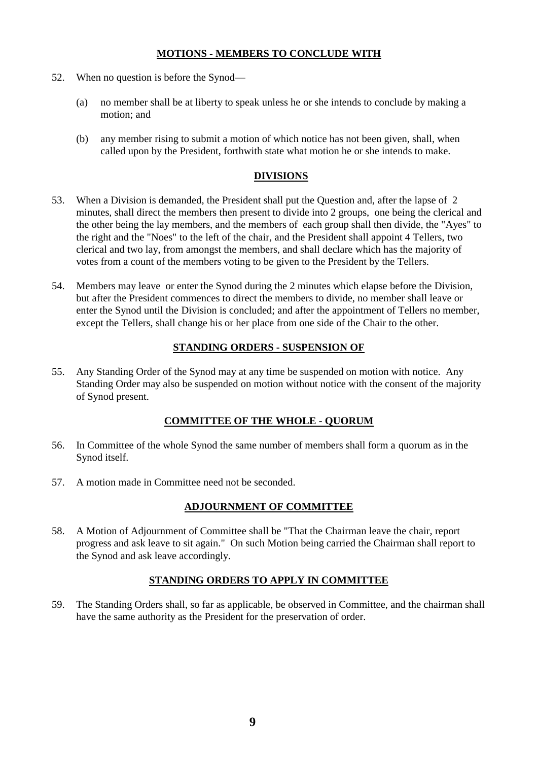## MOTIONS - MEMBERS TO CONCLUDE WITH

52. When no question is before the Synod—

    (a) no member shall be at liberty to speak unless he or she intends to conclude by making a motion; and

    (b) any member rising to submit a motion of which notice has not been given, shall, when called upon by the President, forthwith state what motion he or she intends to make.

## DIVISIONS

53. When a Division is demanded, the President shall put the Question and, after the lapse of 2 minutes, shall direct the members then present to divide into 2 groups, one being the clerical and the other being the lay members, and the members of each group shall then divide, the "Ayes" to the right and the "Noes" to the left of the chair, and the President shall appoint 4 Tellers, two clerical and two lay, from amongst the members, and shall declare which has the majority of votes from a count of the members voting to be given to the President by the Tellers.

54. Members may leave or enter the Synod during the 2 minutes which elapse before the Division, but after the President commences to direct the members to divide, no member shall leave or enter the Synod until the Division is concluded; and after the appointment of Tellers no member, except the Tellers, shall change his or her place from one side of the Chair to the other.

## STANDING ORDERS - SUSPENSION OF

55. Any Standing Order of the Synod may at any time be suspended on motion with notice. Any Standing Order may also be suspended on motion without notice with the consent of the majority of Synod present.

## COMMITTEE OF THE WHOLE - QUORUM

56. In Committee of the whole Synod the same number of members shall form a quorum as in the Synod itself.

57. A motion made in Committee need not be seconded.

## ADJOURNMENT OF COMMITTEE

58. A Motion of Adjournment of Committee shall be "That the Chairman leave the chair, report progress and ask leave to sit again." On such Motion being carried the Chairman shall report to the Synod and ask leave accordingly.

## STANDING ORDERS TO APPLY IN COMMITTEE

59. The Standing Orders shall, so far as applicable, be observed in Committee, and the chairman shall have the same authority as the President for the preservation of order.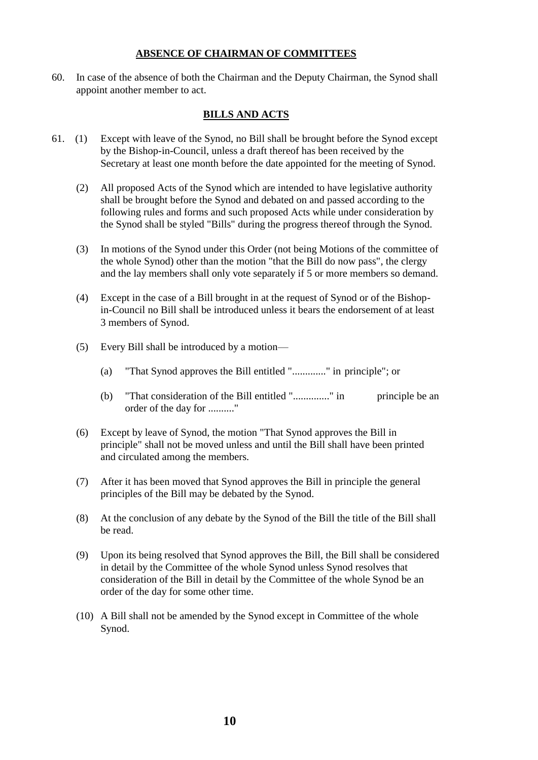## ABSENCE OF CHAIRMAN OF COMMITTEES

60. In case of the absence of both the Chairman and the Deputy Chairman, the Synod shall appoint another member to act.

## BILLS AND ACTS

61. (1) Except with leave of the Synod, no Bill shall be brought before the Synod except by the Bishop-in-Council, unless a draft thereof has been received by the Secretary at least one month before the date appointed for the meeting of Synod.

(2) All proposed Acts of the Synod which are intended to have legislative authority shall be brought before the Synod and debated on and passed according to the following rules and forms and such proposed Acts while under consideration by the Synod shall be styled "Bills" during the progress thereof through the Synod.

(3) In motions of the Synod under this Order (not being Motions of the committee of the whole Synod) other than the motion "that the Bill do now pass", the clergy and the lay members shall only vote separately if 5 or more members so demand.

(4) Except in the case of a Bill brought in at the request of Synod or of the Bishop-in-Council no Bill shall be introduced unless it bears the endorsement of at least 3 members of Synod.

(5) Every Bill shall be introduced by a motion—

(a) "That Synod approves the Bill entitled "............." in principle"; or

(b) "That consideration of the Bill entitled ".............." in principle be an order of the day for .........."

(6) Except by leave of Synod, the motion "That Synod approves the Bill in principle" shall not be moved unless and until the Bill shall have been printed and circulated among the members.

(7) After it has been moved that Synod approves the Bill in principle the general principles of the Bill may be debated by the Synod.

(8) At the conclusion of any debate by the Synod of the Bill the title of the Bill shall be read.

(9) Upon its being resolved that Synod approves the Bill, the Bill shall be considered in detail by the Committee of the whole Synod unless Synod resolves that consideration of the Bill in detail by the Committee of the whole Synod be an order of the day for some other time.

(10) A Bill shall not be amended by the Synod except in Committee of the whole Synod.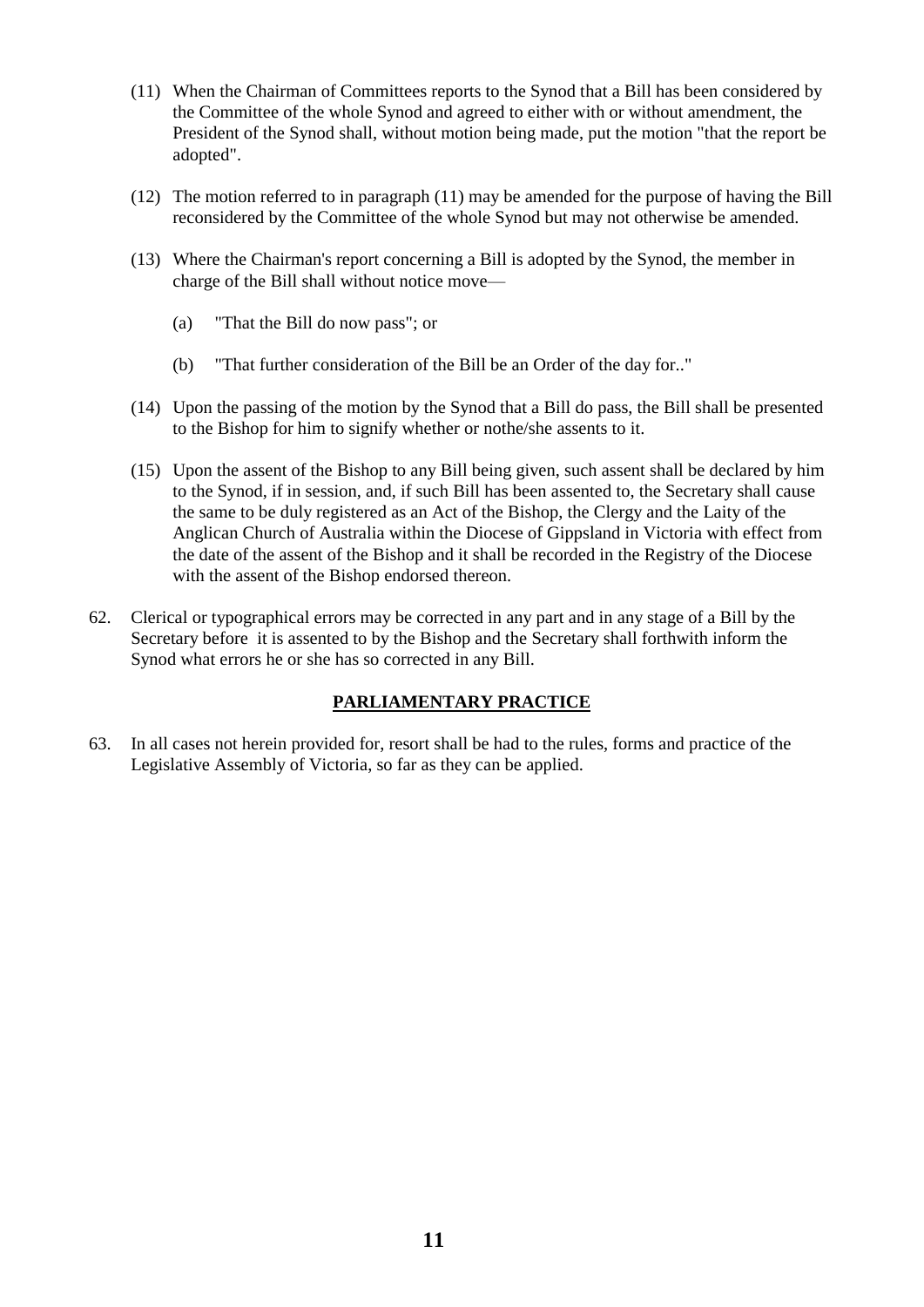(11) When the Chairman of Committees reports to the Synod that a Bill has been considered by the Committee of the whole Synod and agreed to either with or without amendment, the President of the Synod shall, without motion being made, put the motion "that the report be adopted".

(12) The motion referred to in paragraph (11) may be amended for the purpose of having the Bill reconsidered by the Committee of the whole Synod but may not otherwise be amended.

(13) Where the Chairman's report concerning a Bill is adopted by the Synod, the member in charge of the Bill shall without notice move—

  (a) "That the Bill do now pass"; or

  (b) "That further consideration of the Bill be an Order of the day for.."

(14) Upon the passing of the motion by the Synod that a Bill do pass, the Bill shall be presented to the Bishop for him to signify whether or nothe/she assents to it.

(15) Upon the assent of the Bishop to any Bill being given, such assent shall be declared by him to the Synod, if in session, and, if such Bill has been assented to, the Secretary shall cause the same to be duly registered as an Act of the Bishop, the Clergy and the Laity of the Anglican Church of Australia within the Diocese of Gippsland in Victoria with effect from the date of the assent of the Bishop and it shall be recorded in the Registry of the Diocese with the assent of the Bishop endorsed thereon.

62. Clerical or typographical errors may be corrected in any part and in any stage of a Bill by the Secretary before it is assented to by the Bishop and the Secretary shall forthwith inform the Synod what errors he or she has so corrected in any Bill.

## PARLIAMENTARY PRACTICE

63. In all cases not herein provided for, resort shall be had to the rules, forms and practice of the Legislative Assembly of Victoria, so far as they can be applied.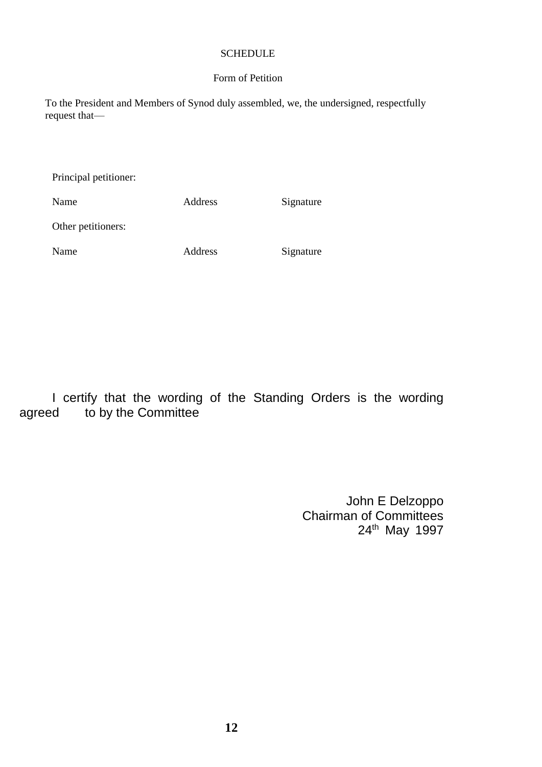SCHEDULE

Form of Petition

To the President and Members of Synod duly assembled, we, the undersigned, respectfully request that—

Principal petitioner:

| Name | Address | Signature |
|---|---|---|

Other petitioners:

| Name | Address | Signature |
|---|---|---|

I certify that the wording of the Standing Orders is the wording agreed to by the Committee

John E Delzoppo
Chairman of Committees
24th May 1997